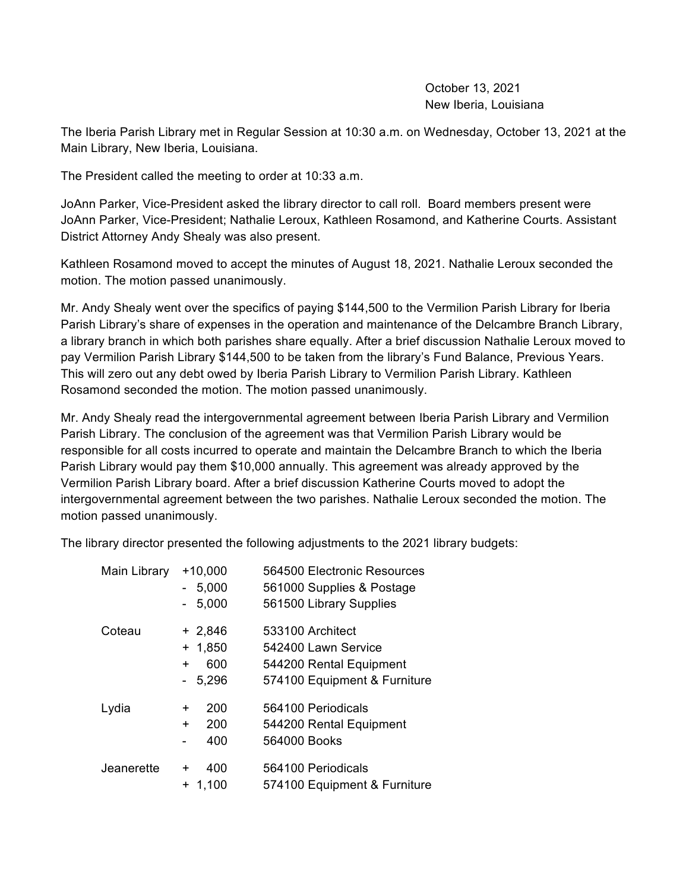October 13, 2021
New Iberia, Louisiana

The Iberia Parish Library met in Regular Session at 10:30 a.m. on Wednesday, October 13, 2021 at the Main Library, New Iberia, Louisiana.

The President called the meeting to order at 10:33 a.m.

JoAnn Parker, Vice-President asked the library director to call roll. Board members present were JoAnn Parker, Vice-President; Nathalie Leroux, Kathleen Rosamond, and Katherine Courts. Assistant District Attorney Andy Shealy was also present.

Kathleen Rosamond moved to accept the minutes of August 18, 2021. Nathalie Leroux seconded the motion. The motion passed unanimously.

Mr. Andy Shealy went over the specifics of paying $144,500 to the Vermilion Parish Library for Iberia Parish Library's share of expenses in the operation and maintenance of the Delcambre Branch Library, a library branch in which both parishes share equally. After a brief discussion Nathalie Leroux moved to pay Vermilion Parish Library $144,500 to be taken from the library's Fund Balance, Previous Years. This will zero out any debt owed by Iberia Parish Library to Vermilion Parish Library. Kathleen Rosamond seconded the motion. The motion passed unanimously.

Mr. Andy Shealy read the intergovernmental agreement between Iberia Parish Library and Vermilion Parish Library. The conclusion of the agreement was that Vermilion Parish Library would be responsible for all costs incurred to operate and maintain the Delcambre Branch to which the Iberia Parish Library would pay them $10,000 annually. This agreement was already approved by the Vermilion Parish Library board. After a brief discussion Katherine Courts moved to adopt the intergovernmental agreement between the two parishes. Nathalie Leroux seconded the motion. The motion passed unanimously.

The library director presented the following adjustments to the 2021 library budgets:

| | | |
|---|---|---|
| Main Library | +10,000 | 564500 Electronic Resources |
| | - 5,000 | 561000 Supplies & Postage |
| | - 5,000 | 561500 Library Supplies |
| Coteau | + 2,846 | 533100 Architect |
| | + 1,850 | 542400 Lawn Service |
| | + 600 | 544200 Rental Equipment |
| | - 5,296 | 574100 Equipment & Furniture |
| Lydia | + 200 | 564100 Periodicals |
| | + 200 | 544200 Rental Equipment |
| | - 400 | 564000 Books |
| Jeanerette | + 400 | 564100 Periodicals |
| | + 1,100 | 574100 Equipment & Furniture |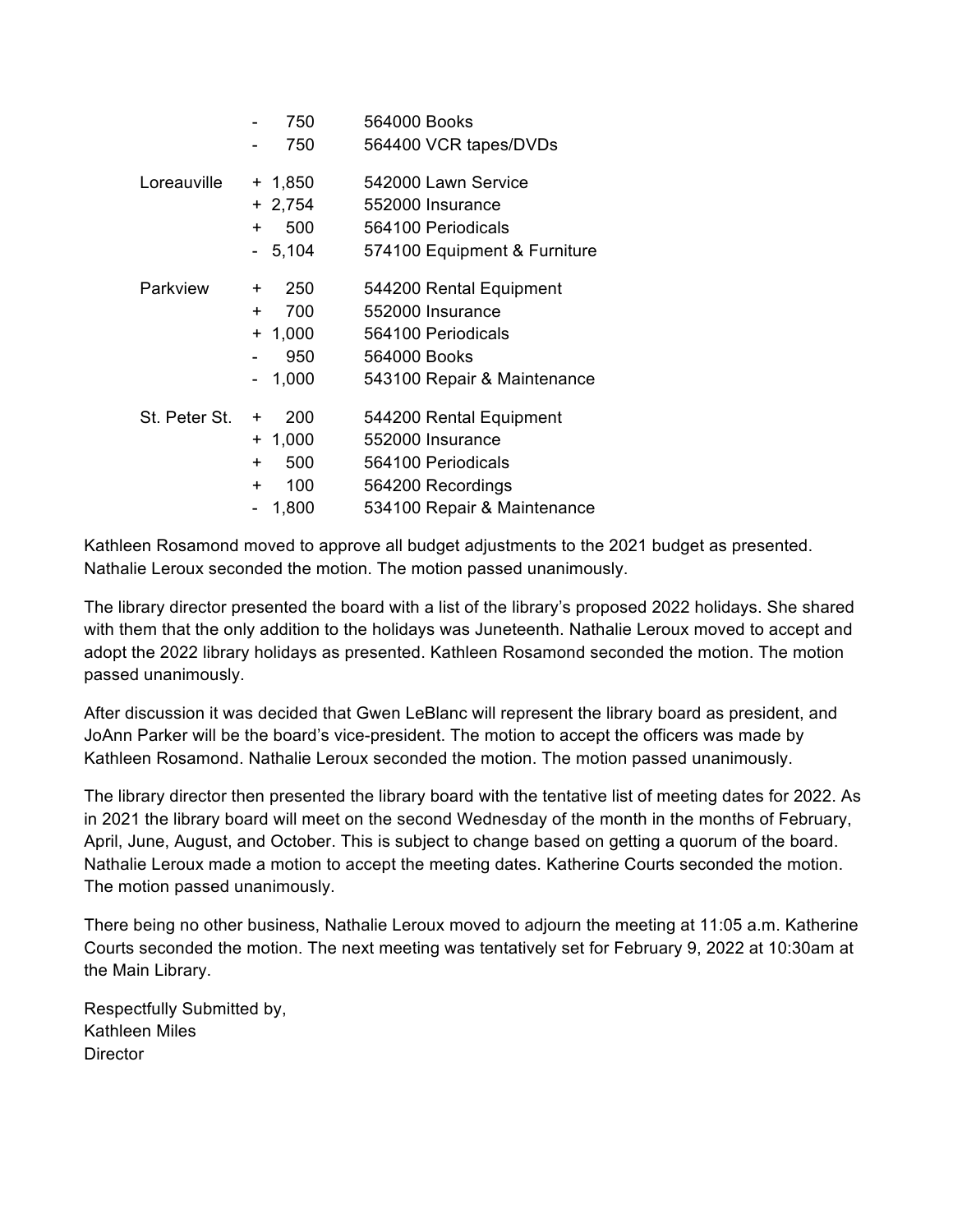| | | |
|---|---|---|
| | - 750 | 564000 Books |
| | - 750 | 564400 VCR tapes/DVDs |
| Loreauville | + 1,850 | 542000 Lawn Service |
| | + 2,754 | 552000 Insurance |
| | + 500 | 564100 Periodicals |
| | - 5,104 | 574100 Equipment & Furniture |
| Parkview | + 250 | 544200 Rental Equipment |
| | + 700 | 552000 Insurance |
| | + 1,000 | 564100 Periodicals |
| | - 950 | 564000 Books |
| | - 1,000 | 543100 Repair & Maintenance |
| St. Peter St. | + 200 | 544200 Rental Equipment |
| | + 1,000 | 552000 Insurance |
| | + 500 | 564100 Periodicals |
| | + 100 | 564200 Recordings |
| | - 1,800 | 534100 Repair & Maintenance |

Kathleen Rosamond moved to approve all budget adjustments to the 2021 budget as presented. Nathalie Leroux seconded the motion. The motion passed unanimously.

The library director presented the board with a list of the library's proposed 2022 holidays. She shared with them that the only addition to the holidays was Juneteenth. Nathalie Leroux moved to accept and adopt the 2022 library holidays as presented. Kathleen Rosamond seconded the motion. The motion passed unanimously.

After discussion it was decided that Gwen LeBlanc will represent the library board as president, and JoAnn Parker will be the board's vice-president. The motion to accept the officers was made by Kathleen Rosamond. Nathalie Leroux seconded the motion. The motion passed unanimously.

The library director then presented the library board with the tentative list of meeting dates for 2022. As in 2021 the library board will meet on the second Wednesday of the month in the months of February, April, June, August, and October. This is subject to change based on getting a quorum of the board. Nathalie Leroux made a motion to accept the meeting dates. Katherine Courts seconded the motion. The motion passed unanimously.

There being no other business, Nathalie Leroux moved to adjourn the meeting at 11:05 a.m. Katherine Courts seconded the motion. The next meeting was tentatively set for February 9, 2022 at 10:30am at the Main Library.

Respectfully Submitted by,
Kathleen Miles
Director